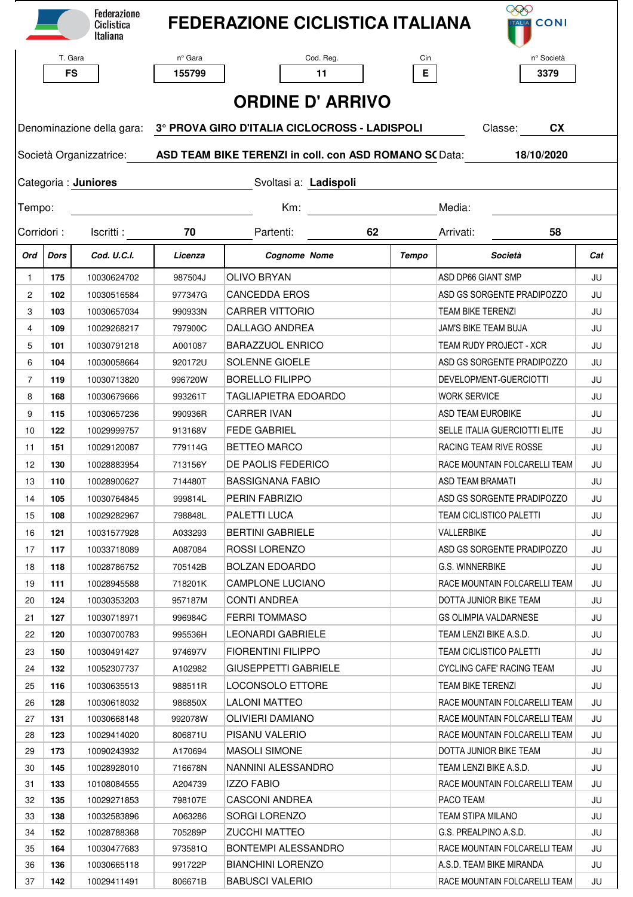Federazione Ciclistica Italiana

# FEDERAZIONE CICLISTICA ITALIANA

CONI

| T. Gara | n° Gara | Cod. Reg. | Cin | n° Società |
|---|---|---|---|---|
| FS | 155799 | 11 | E | 3379 |

## ORDINE D' ARRIVO

Denominazione della gara: **3° PROVA GIRO D'ITALIA CICLOCROSS - LADISPOLI** Classe: **CX**

Società Organizzatrice: **ASD TEAM BIKE TERENZI in coll. con ASD ROMANO SC** Data: **18/10/2020**

Categoria : **Juniores** Svoltasi a: **Ladispoli**

Tempo: Km: Media:

Corridori : Iscritti : **70** Partenti: **62** Arrivati: **58**

| Ord | Dors | Cod. U.C.I. | Licenza | Cognome Nome | Tempo | Società | Cat |
|---|---|---|---|---|---|---|---|
| 1 | **175** | 10030624702 | 987504J | OLIVO BRYAN | | ASD DP66 GIANT SMP | JU |
| 2 | **102** | 10030516584 | 977347G | CANCEDDA EROS | | ASD GS SORGENTE PRADIPOZZO | JU |
| 3 | **103** | 10030657034 | 990933N | CARRER VITTORIO | | TEAM BIKE TERENZI | JU |
| 4 | **109** | 10029268217 | 797900C | DALLAGO ANDREA | | JAM'S BIKE TEAM BUJA | JU |
| 5 | **101** | 10030791218 | A001087 | BARAZZUOL ENRICO | | TEAM RUDY PROJECT - XCR | JU |
| 6 | **104** | 10030058664 | 920172U | SOLENNE GIOELE | | ASD GS SORGENTE PRADIPOZZO | JU |
| 7 | **119** | 10030713820 | 996720W | BORELLO FILIPPO | | DEVELOPMENT-GUERCIOTTI | JU |
| 8 | **168** | 10030679666 | 993261T | TAGLIAPIETRA EDOARDO | | WORK SERVICE | JU |
| 9 | **115** | 10030657236 | 990936R | CARRER IVAN | | ASD TEAM EUROBIKE | JU |
| 10 | **122** | 10029999757 | 913168V | FEDE GABRIEL | | SELLE ITALIA GUERCIOTTI ELITE | JU |
| 11 | **151** | 10029120087 | 779114G | BETTEO MARCO | | RACING TEAM RIVE ROSSE | JU |
| 12 | **130** | 10028883954 | 713156Y | DE PAOLIS FEDERICO | | RACE MOUNTAIN FOLCARELLI TEAM | JU |
| 13 | **110** | 10028900627 | 714480T | BASSIGNANA FABIO | | ASD TEAM BRAMATI | JU |
| 14 | **105** | 10030764845 | 999814L | PERIN FABRIZIO | | ASD GS SORGENTE PRADIPOZZO | JU |
| 15 | **108** | 10029282967 | 798848L | PALETTI LUCA | | TEAM CICLISTICO PALETTI | JU |
| 16 | **121** | 10031577928 | A033293 | BERTINI GABRIELE | | VALLERBIKE | JU |
| 17 | **117** | 10033718089 | A087084 | ROSSI LORENZO | | ASD GS SORGENTE PRADIPOZZO | JU |
| 18 | **118** | 10028786752 | 705142B | BOLZAN EDOARDO | | G.S. WINNERBIKE | JU |
| 19 | **111** | 10028945588 | 718201K | CAMPLONE LUCIANO | | RACE MOUNTAIN FOLCARELLI TEAM | JU |
| 20 | **124** | 10030353203 | 957187M | CONTI ANDREA | | DOTTA JUNIOR BIKE TEAM | JU |
| 21 | **127** | 10030718971 | 996984C | FERRI TOMMASO | | GS OLIMPIA VALDARNESE | JU |
| 22 | **120** | 10030700783 | 995536H | LEONARDI GABRIELE | | TEAM LENZI BIKE A.S.D. | JU |
| 23 | **150** | 10030491427 | 974697V | FIORENTINI FILIPPO | | TEAM CICLISTICO PALETTI | JU |
| 24 | **132** | 10052307737 | A102982 | GIUSEPPETTI GABRIELE | | CYCLING CAFE' RACING TEAM | JU |
| 25 | **116** | 10030635513 | 988511R | LOCONSOLO ETTORE | | TEAM BIKE TERENZI | JU |
| 26 | **128** | 10030618032 | 986850X | LALONI MATTEO | | RACE MOUNTAIN FOLCARELLI TEAM | JU |
| 27 | **131** | 10030668148 | 992078W | OLIVIERI DAMIANO | | RACE MOUNTAIN FOLCARELLI TEAM | JU |
| 28 | **123** | 10029414020 | 806871U | PISANU VALERIO | | RACE MOUNTAIN FOLCARELLI TEAM | JU |
| 29 | **173** | 10090243932 | A170694 | MASOLI SIMONE | | DOTTA JUNIOR BIKE TEAM | JU |
| 30 | **145** | 10028928010 | 716678N | NANNINI ALESSANDRO | | TEAM LENZI BIKE A.S.D. | JU |
| 31 | **133** | 10108084555 | A204739 | IZZO FABIO | | RACE MOUNTAIN FOLCARELLI TEAM | JU |
| 32 | **135** | 10029271853 | 798107E | CASCONI ANDREA | | PACO TEAM | JU |
| 33 | **138** | 10032583896 | A063286 | SORGI LORENZO | | TEAM STIPA MILANO | JU |
| 34 | **152** | 10028788368 | 705289P | ZUCCHI MATTEO | | G.S. PREALPINO A.S.D. | JU |
| 35 | **164** | 10030477683 | 973581Q | BONTEMPI ALESSANDRO | | RACE MOUNTAIN FOLCARELLI TEAM | JU |
| 36 | **136** | 10030665118 | 991722P | BIANCHINI LORENZO | | A.S.D. TEAM BIKE MIRANDA | JU |
| 37 | **142** | 10029411491 | 806671B | BABUSCI VALERIO | | RACE MOUNTAIN FOLCARELLI TEAM | JU |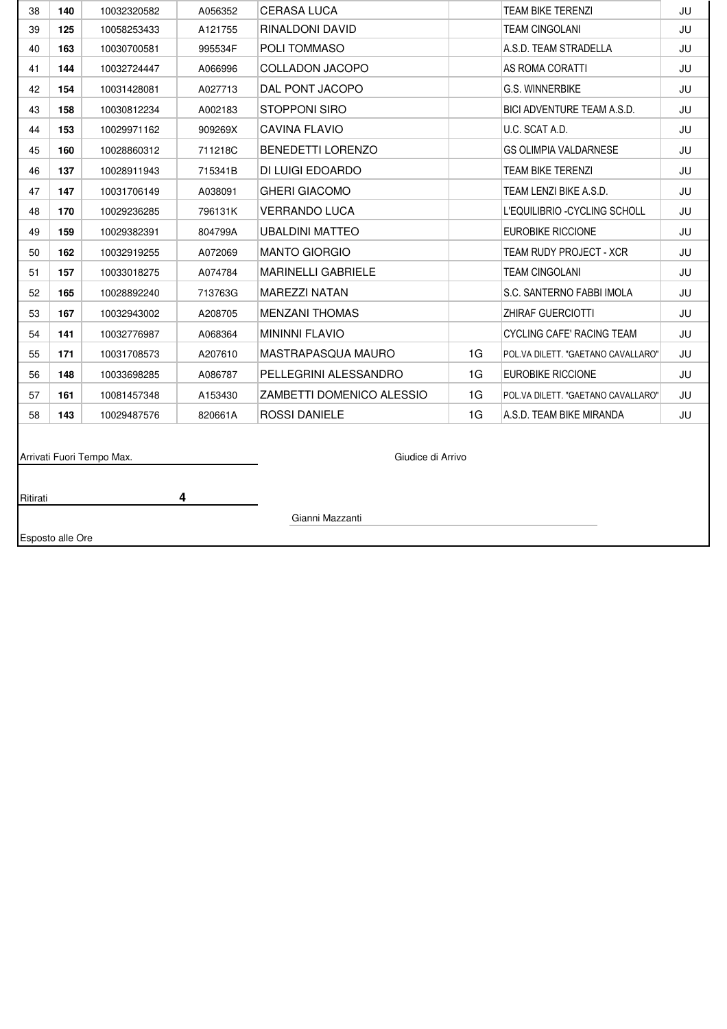| | | | | | | | |
|---|---|---|---|---|---|---|---|
| 38 | **140** | 10032320582 | A056352 | CERASA LUCA | | TEAM BIKE TERENZI | JU |
| 39 | **125** | 10058253433 | A121755 | RINALDONI DAVID | | TEAM CINGOLANI | JU |
| 40 | **163** | 10030700581 | 995534F | POLI TOMMASO | | A.S.D. TEAM STRADELLA | JU |
| 41 | **144** | 10032724447 | A066996 | COLLADON JACOPO | | AS ROMA CORATTI | JU |
| 42 | **154** | 10031428081 | A027713 | DAL PONT JACOPO | | G.S. WINNERBIKE | JU |
| 43 | **158** | 10030812234 | A002183 | STOPPONI SIRO | | BICI ADVENTURE TEAM A.S.D. | JU |
| 44 | **153** | 10029971162 | 909269X | CAVINA FLAVIO | | U.C. SCAT A.D. | JU |
| 45 | **160** | 10028860312 | 711218C | BENEDETTI LORENZO | | GS OLIMPIA VALDARNESE | JU |
| 46 | **137** | 10028911943 | 715341B | DI LUIGI EDOARDO | | TEAM BIKE TERENZI | JU |
| 47 | **147** | 10031706149 | A038091 | GHERI GIACOMO | | TEAM LENZI BIKE A.S.D. | JU |
| 48 | **170** | 10029236285 | 796131K | VERRANDO LUCA | | L'EQUILIBRIO -CYCLING SCHOLL | JU |
| 49 | **159** | 10029382391 | 804799A | UBALDINI MATTEO | | EUROBIKE RICCIONE | JU |
| 50 | **162** | 10032919255 | A072069 | MANTO GIORGIO | | TEAM RUDY PROJECT - XCR | JU |
| 51 | **157** | 10033018275 | A074784 | MARINELLI GABRIELE | | TEAM CINGOLANI | JU |
| 52 | **165** | 10028892240 | 713763G | MAREZZI NATAN | | S.C. SANTERNO FABBI IMOLA | JU |
| 53 | **167** | 10032943002 | A208705 | MENZANI THOMAS | | ZHIRAF GUERCIOTTI | JU |
| 54 | **141** | 10032776987 | A068364 | MININNI FLAVIO | | CYCLING CAFE' RACING TEAM | JU |
| 55 | **171** | 10031708573 | A207610 | MASTRAPASQUA MAURO | 1G | POL.VA DILETT. "GAETANO CAVALLARO" | JU |
| 56 | **148** | 10033698285 | A086787 | PELLEGRINI ALESSANDRO | 1G | EUROBIKE RICCIONE | JU |
| 57 | **161** | 10081457348 | A153430 | ZAMBETTI DOMENICO ALESSIO | 1G | POL.VA DILETT. "GAETANO CAVALLARO" | JU |
| 58 | **143** | 10029487576 | 820661A | ROSSI DANIELE | 1G | A.S.D. TEAM BIKE MIRANDA | JU |

Arrivati Fuori Tempo Max.

Giudice di Arrivo

Ritirati **4**

Gianni Mazzanti

Esposto alle Ore